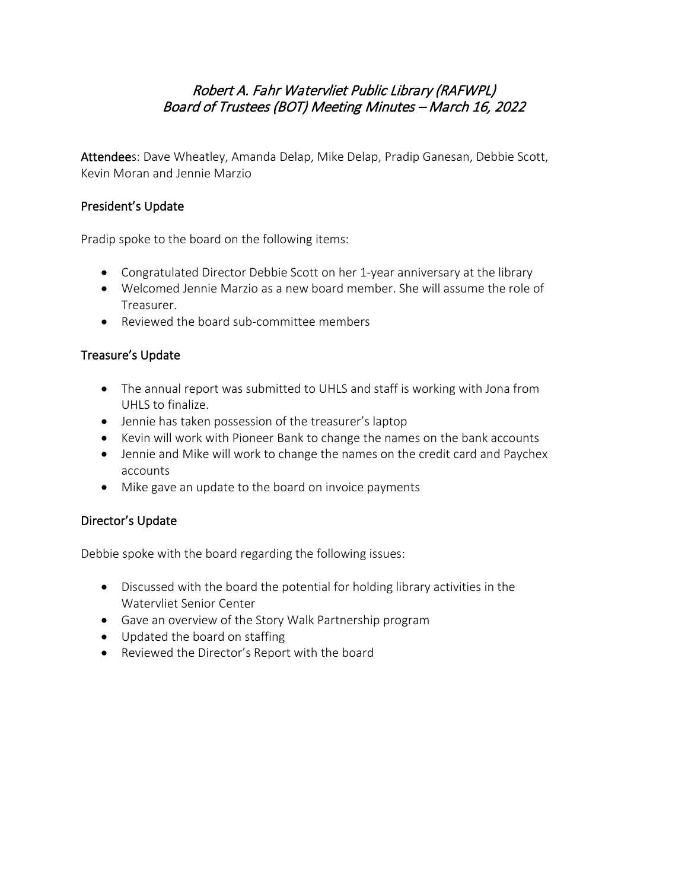# *Robert A. Fahr Watervliet Public Library (RAFWPL)*
# *Board of Trustees (BOT) Meeting Minutes – March 16, 2022*

**Attendee**s: Dave Wheatley, Amanda Delap, Mike Delap, Pradip Ganesan, Debbie Scott, Kevin Moran and Jennie Marzio

## President's Update

Pradip spoke to the board on the following items:

- Congratulated Director Debbie Scott on her 1-year anniversary at the library
- Welcomed Jennie Marzio as a new board member. She will assume the role of Treasurer.
- Reviewed the board sub-committee members

## Treasure's Update

- The annual report was submitted to UHLS and staff is working with Jona from UHLS to finalize.
- Jennie has taken possession of the treasurer's laptop
- Kevin will work with Pioneer Bank to change the names on the bank accounts
- Jennie and Mike will work to change the names on the credit card and Paychex accounts
- Mike gave an update to the board on invoice payments

## Director's Update

Debbie spoke with the board regarding the following issues:

- Discussed with the board the potential for holding library activities in the Watervliet Senior Center
- Gave an overview of the Story Walk Partnership program
- Updated the board on staffing
- Reviewed the Director's Report with the board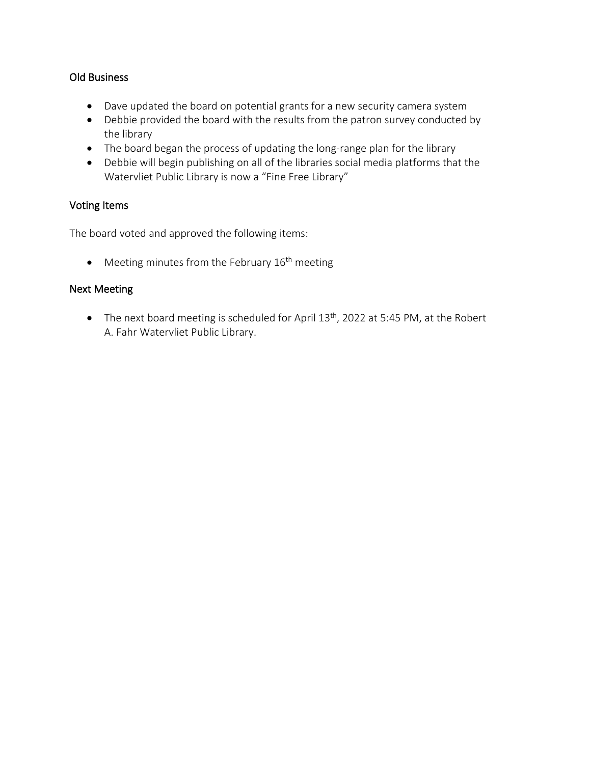## Old Business

- Dave updated the board on potential grants for a new security camera system
- Debbie provided the board with the results from the patron survey conducted by the library
- The board began the process of updating the long-range plan for the library
- Debbie will begin publishing on all of the libraries social media platforms that the Watervliet Public Library is now a "Fine Free Library"

## Voting Items

The board voted and approved the following items:

- Meeting minutes from the February 16th meeting

## Next Meeting

- The next board meeting is scheduled for April 13th, 2022 at 5:45 PM, at the Robert A. Fahr Watervliet Public Library.